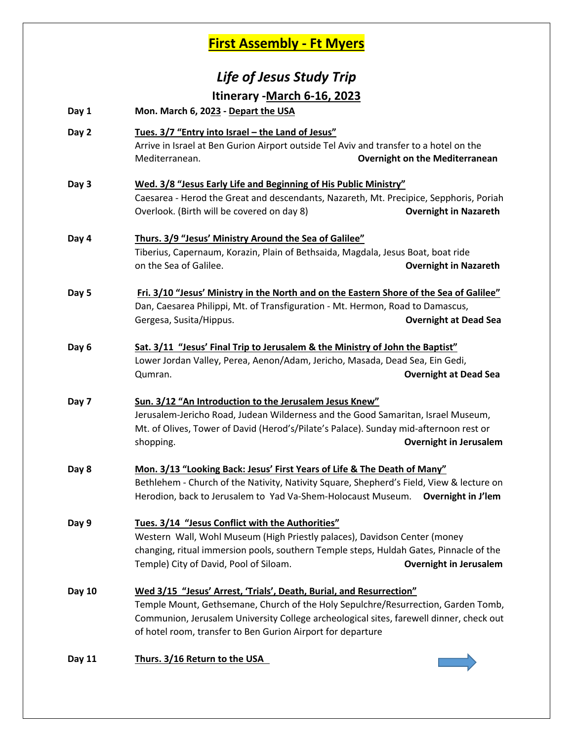# First Assembly - Ft Myers

## *Life of Jesus Study Trip*

### Itinerary -March 6-16, 2023

**Day 1** — **Mon. March 6, 2023 - Depart the USA**

**Day 2** — **Tues. 3/7 "Entry into Israel – the Land of Jesus"**
Arrive in Israel at Ben Gurion Airport outside Tel Aviv and transfer to a hotel on the Mediterranean. **Overnight on the Mediterranean**

**Day 3** — **Wed. 3/8 "Jesus Early Life and Beginning of His Public Ministry"**
Caesarea - Herod the Great and descendants, Nazareth, Mt. Precipice, Sepphoris, Poriah Overlook. (Birth will be covered on day 8) **Overnight in Nazareth**

**Day 4** — **Thurs. 3/9 "Jesus' Ministry Around the Sea of Galilee"**
Tiberius, Capernaum, Korazin, Plain of Bethsaida, Magdala, Jesus Boat, boat ride on the Sea of Galilee. **Overnight in Nazareth**

**Day 5** — **Fri. 3/10 "Jesus' Ministry in the North and on the Eastern Shore of the Sea of Galilee"**
Dan, Caesarea Philippi, Mt. of Transfiguration - Mt. Hermon, Road to Damascus, Gergesa, Susita/Hippus. **Overnight at Dead Sea**

**Day 6** — **Sat. 3/11 "Jesus' Final Trip to Jerusalem & the Ministry of John the Baptist"**
Lower Jordan Valley, Perea, Aenon/Adam, Jericho, Masada, Dead Sea, Ein Gedi, Qumran. **Overnight at Dead Sea**

**Day 7** — **Sun. 3/12 "An Introduction to the Jerusalem Jesus Knew"**
Jerusalem-Jericho Road, Judean Wilderness and the Good Samaritan, Israel Museum, Mt. of Olives, Tower of David (Herod's/Pilate's Palace). Sunday mid-afternoon rest or shopping. **Overnight in Jerusalem**

**Day 8** — **Mon. 3/13 "Looking Back: Jesus' First Years of Life & The Death of Many"**
Bethlehem - Church of the Nativity, Nativity Square, Shepherd's Field, View & lecture on Herodion, back to Jerusalem to Yad Va-Shem-Holocaust Museum. **Overnight in J'lem**

**Day 9** — **Tues. 3/14 "Jesus Conflict with the Authorities"**
Western Wall, Wohl Museum (High Priestly palaces), Davidson Center (money changing, ritual immersion pools, southern Temple steps, Huldah Gates, Pinnacle of the Temple) City of David, Pool of Siloam. **Overnight in Jerusalem**

**Day 10** — **Wed 3/15 "Jesus' Arrest, 'Trials', Death, Burial, and Resurrection"**
Temple Mount, Gethsemane, Church of the Holy Sepulchre/Resurrection, Garden Tomb, Communion, Jerusalem University College archeological sites, farewell dinner, check out of hotel room, transfer to Ben Gurion Airport for departure

**Day 11** — **Thurs. 3/16 Return to the USA**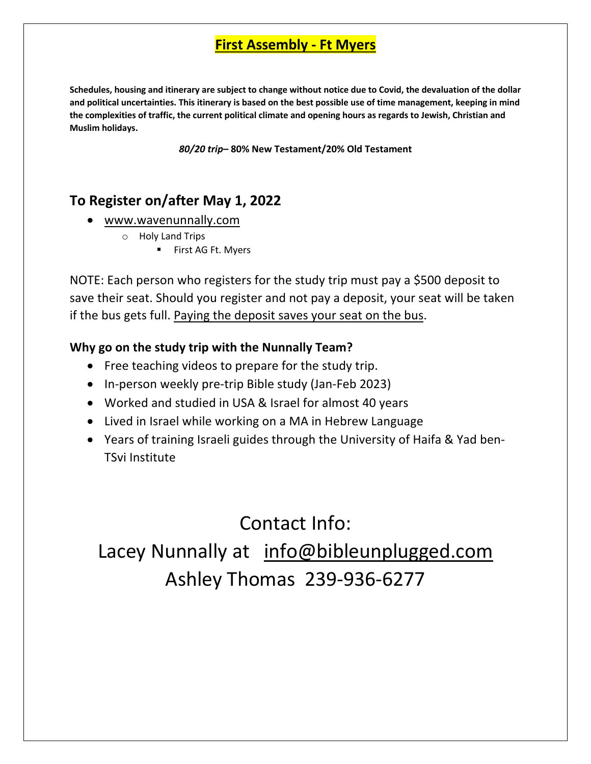# First Assembly - Ft Myers

**Schedules, housing and itinerary are subject to change without notice due to Covid, the devaluation of the dollar and political uncertainties. This itinerary is based on the best possible use of time management, keeping in mind the complexities of traffic, the current political climate and opening hours as regards to Jewish, Christian and Muslim holidays.**

***80/20 trip*– 80% New Testament/20% Old Testament**

## To Register on/after May 1, 2022

- www.wavenunnally.com
  - Holy Land Trips
    - First AG Ft. Myers

NOTE: Each person who registers for the study trip must pay a $500 deposit to save their seat. Should you register and not pay a deposit, your seat will be taken if the bus gets full. Paying the deposit saves your seat on the bus.

### Why go on the study trip with the Nunnally Team?

- Free teaching videos to prepare for the study trip.
- In-person weekly pre-trip Bible study (Jan-Feb 2023)
- Worked and studied in USA & Israel for almost 40 years
- Lived in Israel while working on a MA in Hebrew Language
- Years of training Israeli guides through the University of Haifa & Yad ben-TSvi Institute

Contact Info:

Lacey Nunnally at info@bibleunplugged.com

Ashley Thomas 239-936-6277